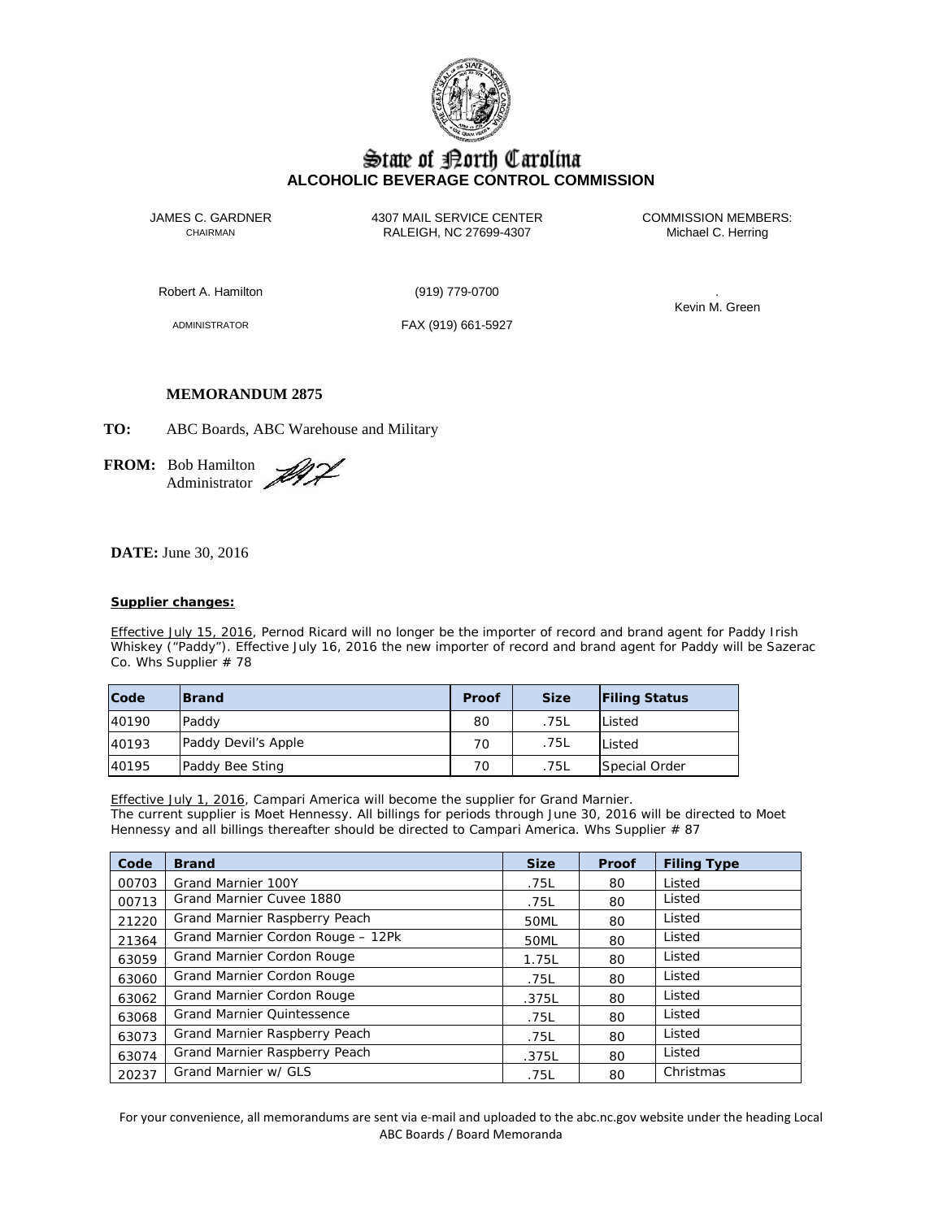# State of North Carolina
## ALCOHOLIC BEVERAGE CONTROL COMMISSION

JAMES C. GARDNER
CHAIRMAN

4307 MAIL SERVICE CENTER
RALEIGH, NC 27699-4307

COMMISSION MEMBERS:
Michael C. Herring

Robert A. Hamilton

(919) 779-0700

Kevin M. Green

ADMINISTRATOR

FAX (919) 661-5927

**MEMORANDUM 2875**

**TO:** ABC Boards, ABC Warehouse and Military

**FROM:** Bob Hamilton
Administrator

**DATE:** June 30, 2016

**Supplier changes:**

Effective July 15, 2016, Pernod Ricard will no longer be the importer of record and brand agent for Paddy Irish Whiskey ("Paddy"). Effective July 16, 2016 the new importer of record and brand agent for Paddy will be Sazerac Co. Whs Supplier # 78

| Code | Brand | Proof | Size | Filing Status |
|---|---|---|---|---|
| 40190 | Paddy | 80 | .75L | Listed |
| 40193 | Paddy Devil's Apple | 70 | .75L | Listed |
| 40195 | Paddy Bee Sting | 70 | .75L | Special Order |

Effective July 1, 2016, Campari America will become the supplier for Grand Marnier.
The current supplier is Moet Hennessy. All billings for periods through June 30, 2016 will be directed to Moet Hennessy and all billings thereafter should be directed to Campari America. Whs Supplier # 87

| Code | Brand | Size | Proof | Filing Type |
|---|---|---|---|---|
| 00703 | Grand Marnier 100Y | .75L | 80 | Listed |
| 00713 | Grand Marnier Cuvee 1880 | .75L | 80 | Listed |
| 21220 | Grand Marnier Raspberry Peach | 50ML | 80 | Listed |
| 21364 | Grand Marnier Cordon Rouge – 12Pk | 50ML | 80 | Listed |
| 63059 | Grand Marnier Cordon Rouge | 1.75L | 80 | Listed |
| 63060 | Grand Marnier Cordon Rouge | .75L | 80 | Listed |
| 63062 | Grand Marnier Cordon Rouge | .375L | 80 | Listed |
| 63068 | Grand Marnier Quintessence | .75L | 80 | Listed |
| 63073 | Grand Marnier Raspberry Peach | .75L | 80 | Listed |
| 63074 | Grand Marnier Raspberry Peach | .375L | 80 | Listed |
| 20237 | Grand Marnier w/ GLS | .75L | 80 | Christmas |

For your convenience, all memorandums are sent via e-mail and uploaded to the abc.nc.gov website under the heading Local ABC Boards / Board Memoranda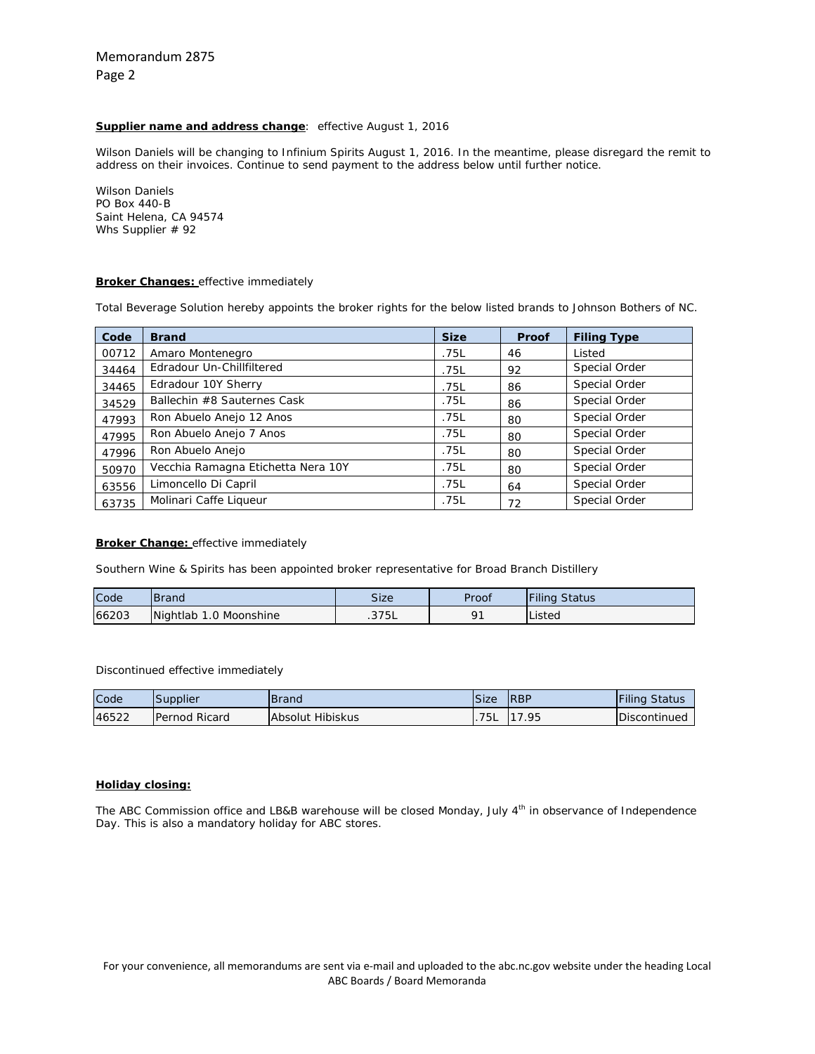**Supplier name and address change**: effective August 1, 2016

Wilson Daniels will be changing to Infinium Spirits August 1, 2016. In the meantime, please disregard the remit to address on their invoices. Continue to send payment to the address below until further notice.

Wilson Daniels
PO Box 440-B
Saint Helena, CA 94574
Whs Supplier # 92

**Broker Changes:** effective immediately

Total Beverage Solution hereby appoints the broker rights for the below listed brands to Johnson Bothers of NC.

| Code | Brand | Size | Proof | Filing Type |
|---|---|---|---|---|
| 00712 | Amaro Montenegro | .75L | 46 | Listed |
| 34464 | Edradour Un-Chillfiltered | .75L | 92 | Special Order |
| 34465 | Edradour 10Y Sherry | .75L | 86 | Special Order |
| 34529 | Ballechin #8 Sauternes Cask | .75L | 86 | Special Order |
| 47993 | Ron Abuelo Anejo 12 Anos | .75L | 80 | Special Order |
| 47995 | Ron Abuelo Anejo 7 Anos | .75L | 80 | Special Order |
| 47996 | Ron Abuelo Anejo | .75L | 80 | Special Order |
| 50970 | Vecchia Ramagna Etichetta Nera 10Y | .75L | 80 | Special Order |
| 63556 | Limoncello Di Capril | .75L | 64 | Special Order |
| 63735 | Molinari Caffe Liqueur | .75L | 72 | Special Order |

**Broker Change:** effective immediately

Southern Wine & Spirits has been appointed broker representative for Broad Branch Distillery

| Code | Brand | Size | Proof | Filing Status |
|---|---|---|---|---|
| 66203 | Nightlab 1.0 Moonshine | .375L | 91 | Listed |

Discontinued effective immediately

| Code | Supplier | Brand | Size | RBP | Filing Status |
|---|---|---|---|---|---|
| 46522 | Pernod Ricard | Absolut Hibiskus | .75L | 17.95 | Discontinued |

**Holiday closing:**

The ABC Commission office and LB&B warehouse will be closed Monday, July 4th in observance of Independence Day. This is also a mandatory holiday for ABC stores.

For your convenience, all memorandums are sent via e-mail and uploaded to the abc.nc.gov website under the heading Local ABC Boards / Board Memoranda